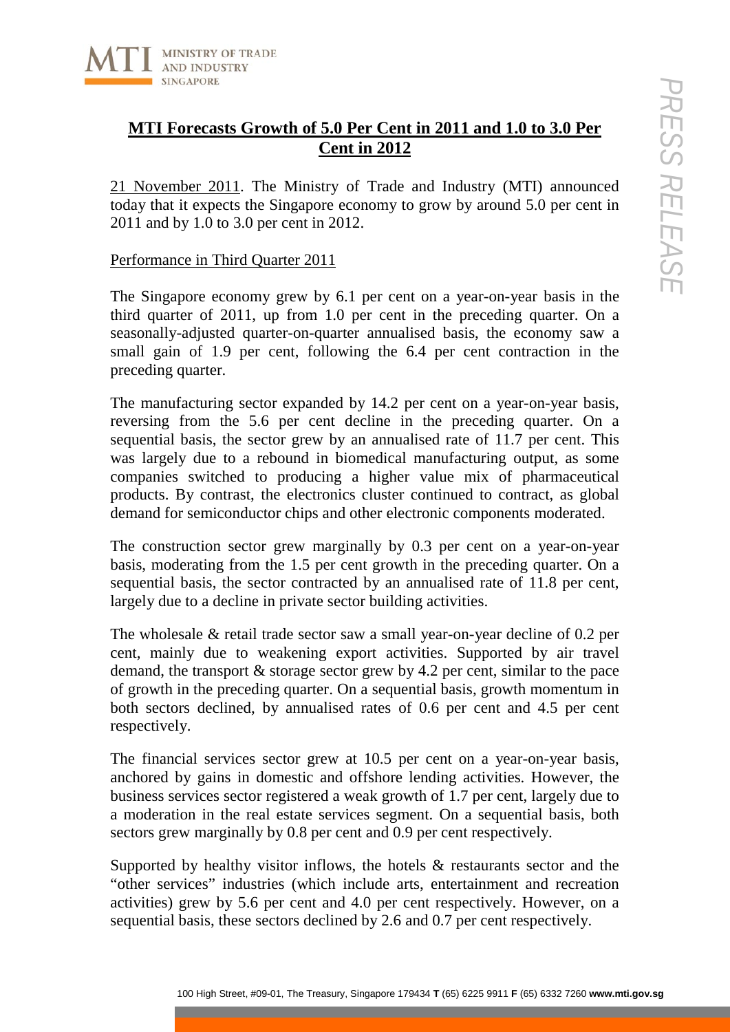# MTI Forecasts Growth of 5.0 Per Cent in 2011 and 1.0 to 3.0 Per Cent in 2012

21 November 2011. The Ministry of Trade and Industry (MTI) announced today that it expects the Singapore economy to grow by around 5.0 per cent in 2011 and by 1.0 to 3.0 per cent in 2012.

## Performance in Third Quarter 2011

The Singapore economy grew by 6.1 per cent on a year-on-year basis in the third quarter of 2011, up from 1.0 per cent in the preceding quarter. On a seasonally-adjusted quarter-on-quarter annualised basis, the economy saw a small gain of 1.9 per cent, following the 6.4 per cent contraction in the preceding quarter.

The manufacturing sector expanded by 14.2 per cent on a year-on-year basis, reversing from the 5.6 per cent decline in the preceding quarter. On a sequential basis, the sector grew by an annualised rate of 11.7 per cent. This was largely due to a rebound in biomedical manufacturing output, as some companies switched to producing a higher value mix of pharmaceutical products. By contrast, the electronics cluster continued to contract, as global demand for semiconductor chips and other electronic components moderated.

The construction sector grew marginally by 0.3 per cent on a year-on-year basis, moderating from the 1.5 per cent growth in the preceding quarter. On a sequential basis, the sector contracted by an annualised rate of 11.8 per cent, largely due to a decline in private sector building activities.

The wholesale & retail trade sector saw a small year-on-year decline of 0.2 per cent, mainly due to weakening export activities. Supported by air travel demand, the transport & storage sector grew by 4.2 per cent, similar to the pace of growth in the preceding quarter. On a sequential basis, growth momentum in both sectors declined, by annualised rates of 0.6 per cent and 4.5 per cent respectively.

The financial services sector grew at 10.5 per cent on a year-on-year basis, anchored by gains in domestic and offshore lending activities. However, the business services sector registered a weak growth of 1.7 per cent, largely due to a moderation in the real estate services segment. On a sequential basis, both sectors grew marginally by 0.8 per cent and 0.9 per cent respectively.

Supported by healthy visitor inflows, the hotels & restaurants sector and the "other services" industries (which include arts, entertainment and recreation activities) grew by 5.6 per cent and 4.0 per cent respectively. However, on a sequential basis, these sectors declined by 2.6 and 0.7 per cent respectively.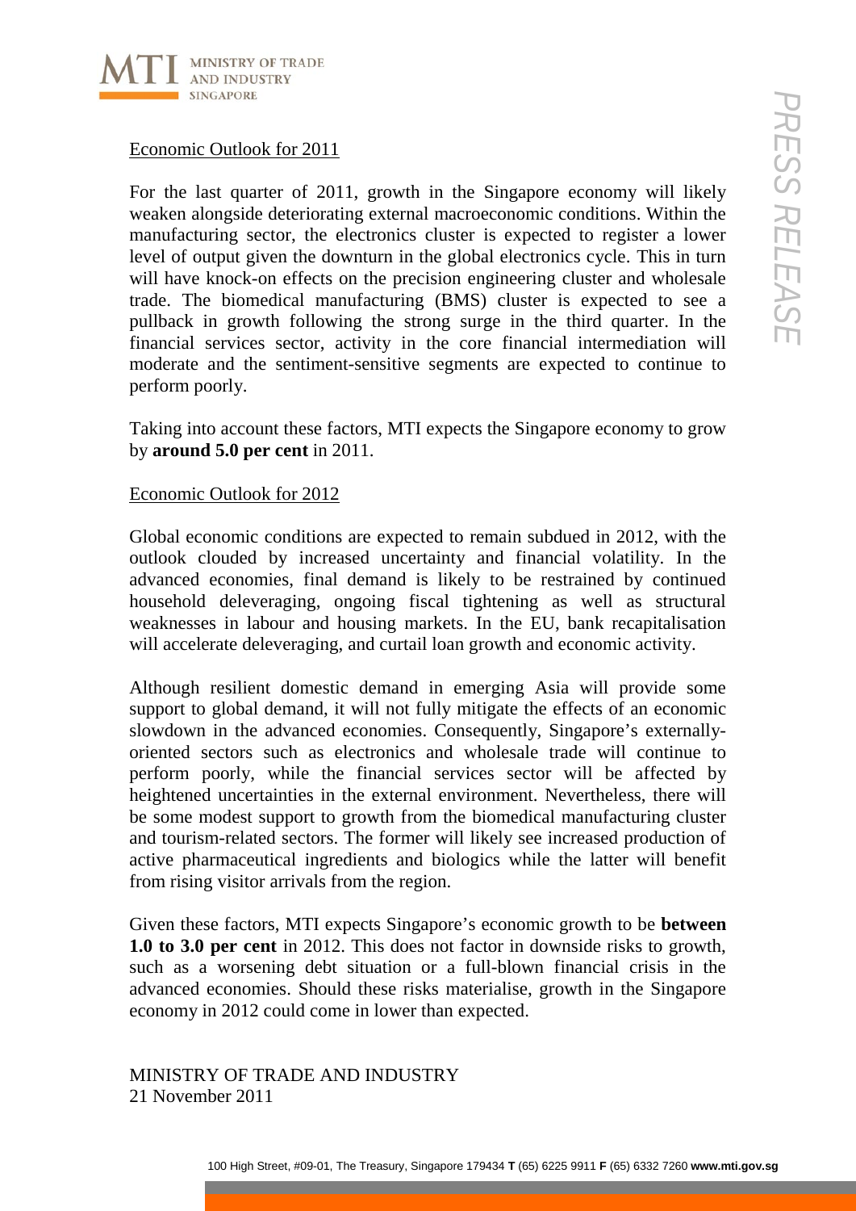Economic Outlook for 2011

For the last quarter of 2011, growth in the Singapore economy will likely weaken alongside deteriorating external macroeconomic conditions. Within the manufacturing sector, the electronics cluster is expected to register a lower level of output given the downturn in the global electronics cycle. This in turn will have knock-on effects on the precision engineering cluster and wholesale trade. The biomedical manufacturing (BMS) cluster is expected to see a pullback in growth following the strong surge in the third quarter. In the financial services sector, activity in the core financial intermediation will moderate and the sentiment-sensitive segments are expected to continue to perform poorly.

Taking into account these factors, MTI expects the Singapore economy to grow by **around 5.0 per cent** in 2011.

Economic Outlook for 2012

Global economic conditions are expected to remain subdued in 2012, with the outlook clouded by increased uncertainty and financial volatility. In the advanced economies, final demand is likely to be restrained by continued household deleveraging, ongoing fiscal tightening as well as structural weaknesses in labour and housing markets. In the EU, bank recapitalisation will accelerate deleveraging, and curtail loan growth and economic activity.

Although resilient domestic demand in emerging Asia will provide some support to global demand, it will not fully mitigate the effects of an economic slowdown in the advanced economies. Consequently, Singapore's externally-oriented sectors such as electronics and wholesale trade will continue to perform poorly, while the financial services sector will be affected by heightened uncertainties in the external environment. Nevertheless, there will be some modest support to growth from the biomedical manufacturing cluster and tourism-related sectors. The former will likely see increased production of active pharmaceutical ingredients and biologics while the latter will benefit from rising visitor arrivals from the region.

Given these factors, MTI expects Singapore's economic growth to be **between 1.0 to 3.0 per cent** in 2012. This does not factor in downside risks to growth, such as a worsening debt situation or a full-blown financial crisis in the advanced economies. Should these risks materialise, growth in the Singapore economy in 2012 could come in lower than expected.

MINISTRY OF TRADE AND INDUSTRY
21 November 2011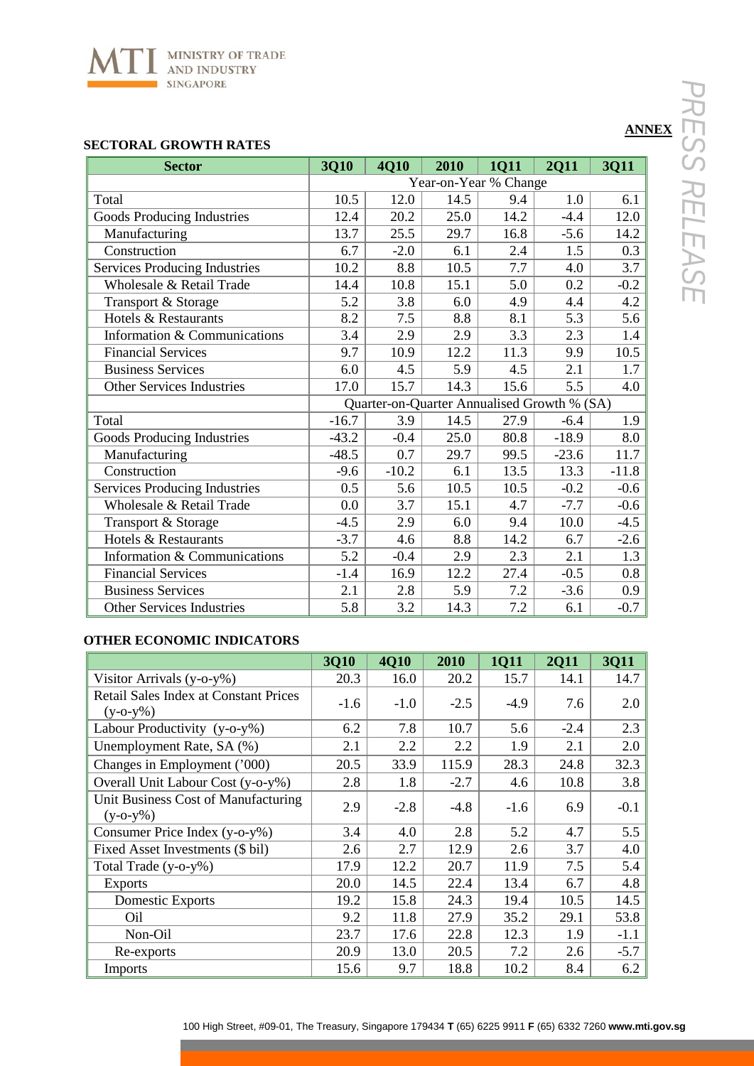**ANNEX**

**SECTORAL GROWTH RATES**

| Sector | 3Q10 | 4Q10 | 2010 | 1Q11 | 2Q11 | 3Q11 |
|---|---|---|---|---|---|---|
| | Year-on-Year % Change | | | | | |
| Total | 10.5 | 12.0 | 14.5 | 9.4 | 1.0 | 6.1 |
| Goods Producing Industries | 12.4 | 20.2 | 25.0 | 14.2 | -4.4 | 12.0 |
| Manufacturing | 13.7 | 25.5 | 29.7 | 16.8 | -5.6 | 14.2 |
| Construction | 6.7 | -2.0 | 6.1 | 2.4 | 1.5 | 0.3 |
| Services Producing Industries | 10.2 | 8.8 | 10.5 | 7.7 | 4.0 | 3.7 |
| Wholesale & Retail Trade | 14.4 | 10.8 | 15.1 | 5.0 | 0.2 | -0.2 |
| Transport & Storage | 5.2 | 3.8 | 6.0 | 4.9 | 4.4 | 4.2 |
| Hotels & Restaurants | 8.2 | 7.5 | 8.8 | 8.1 | 5.3 | 5.6 |
| Information & Communications | 3.4 | 2.9 | 2.9 | 3.3 | 2.3 | 1.4 |
| Financial Services | 9.7 | 10.9 | 12.2 | 11.3 | 9.9 | 10.5 |
| Business Services | 6.0 | 4.5 | 5.9 | 4.5 | 2.1 | 1.7 |
| Other Services Industries | 17.0 | 15.7 | 14.3 | 15.6 | 5.5 | 4.0 |
| | Quarter-on-Quarter Annualised Growth % (SA) | | | | | |
| Total | -16.7 | 3.9 | 14.5 | 27.9 | -6.4 | 1.9 |
| Goods Producing Industries | -43.2 | -0.4 | 25.0 | 80.8 | -18.9 | 8.0 |
| Manufacturing | -48.5 | 0.7 | 29.7 | 99.5 | -23.6 | 11.7 |
| Construction | -9.6 | -10.2 | 6.1 | 13.5 | 13.3 | -11.8 |
| Services Producing Industries | 0.5 | 5.6 | 10.5 | 10.5 | -0.2 | -0.6 |
| Wholesale & Retail Trade | 0.0 | 3.7 | 15.1 | 4.7 | -7.7 | -0.6 |
| Transport & Storage | -4.5 | 2.9 | 6.0 | 9.4 | 10.0 | -4.5 |
| Hotels & Restaurants | -3.7 | 4.6 | 8.8 | 14.2 | 6.7 | -2.6 |
| Information & Communications | 5.2 | -0.4 | 2.9 | 2.3 | 2.1 | 1.3 |
| Financial Services | -1.4 | 16.9 | 12.2 | 27.4 | -0.5 | 0.8 |
| Business Services | 2.1 | 2.8 | 5.9 | 7.2 | -3.6 | 0.9 |
| Other Services Industries | 5.8 | 3.2 | 14.3 | 7.2 | 6.1 | -0.7 |

**OTHER ECONOMIC INDICATORS**

| | 3Q10 | 4Q10 | 2010 | 1Q11 | 2Q11 | 3Q11 |
|---|---|---|---|---|---|---|
| Visitor Arrivals (y-o-y%) | 20.3 | 16.0 | 20.2 | 15.7 | 14.1 | 14.7 |
| Retail Sales Index at Constant Prices (y-o-y%) | -1.6 | -1.0 | -2.5 | -4.9 | 7.6 | 2.0 |
| Labour Productivity (y-o-y%) | 6.2 | 7.8 | 10.7 | 5.6 | -2.4 | 2.3 |
| Unemployment Rate, SA (%) | 2.1 | 2.2 | 2.2 | 1.9 | 2.1 | 2.0 |
| Changes in Employment ('000) | 20.5 | 33.9 | 115.9 | 28.3 | 24.8 | 32.3 |
| Overall Unit Labour Cost (y-o-y%) | 2.8 | 1.8 | -2.7 | 4.6 | 10.8 | 3.8 |
| Unit Business Cost of Manufacturing (y-o-y%) | 2.9 | -2.8 | -4.8 | -1.6 | 6.9 | -0.1 |
| Consumer Price Index (y-o-y%) | 3.4 | 4.0 | 2.8 | 5.2 | 4.7 | 5.5 |
| Fixed Asset Investments ($ bil) | 2.6 | 2.7 | 12.9 | 2.6 | 3.7 | 4.0 |
| Total Trade (y-o-y%) | 17.9 | 12.2 | 20.7 | 11.9 | 7.5 | 5.4 |
| Exports | 20.0 | 14.5 | 22.4 | 13.4 | 6.7 | 4.8 |
| Domestic Exports | 19.2 | 15.8 | 24.3 | 19.4 | 10.5 | 14.5 |
| Oil | 9.2 | 11.8 | 27.9 | 35.2 | 29.1 | 53.8 |
| Non-Oil | 23.7 | 17.6 | 22.8 | 12.3 | 1.9 | -1.1 |
| Re-exports | 20.9 | 13.0 | 20.5 | 7.2 | 2.6 | -5.7 |
| Imports | 15.6 | 9.7 | 18.8 | 10.2 | 8.4 | 6.2 |